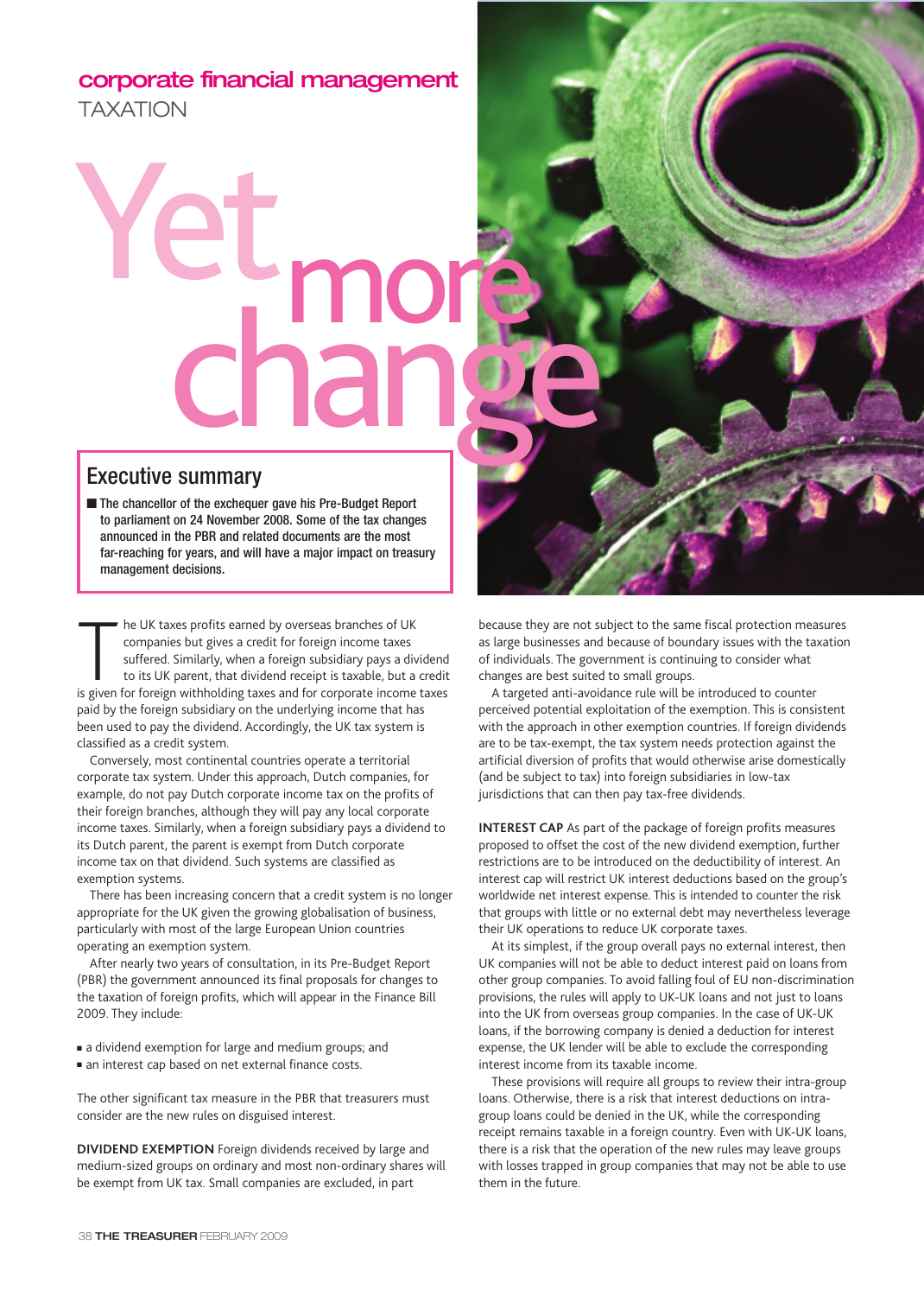corporate financial management

TAXATION

# Yet more change

## Executive summary

- The chancellor of the exchequer gave his Pre-Budget Report to parliament on 24 November 2008. Some of the tax changes announced in the PBR and related documents are the most far-reaching for years, and will have a major impact on treasury management decisions.

The UK taxes profits earned by overseas branches of UK companies but gives a credit for foreign income taxes suffered. Similarly, when a foreign subsidiary pays a dividend to its UK parent, that dividend receipt is taxable, but a credit is given for foreign withholding taxes and for corporate income taxes paid by the foreign subsidiary on the underlying income that has been used to pay the dividend. Accordingly, the UK tax system is classified as a credit system.

Conversely, most continental countries operate a territorial corporate tax system. Under this approach, Dutch companies, for example, do not pay Dutch corporate income tax on the profits of their foreign branches, although they will pay any local corporate income taxes. Similarly, when a foreign subsidiary pays a dividend to its Dutch parent, the parent is exempt from Dutch corporate income tax on that dividend. Such systems are classified as exemption systems.

There has been increasing concern that a credit system is no longer appropriate for the UK given the growing globalisation of business, particularly with most of the large European Union countries operating an exemption system.

After nearly two years of consultation, in its Pre-Budget Report (PBR) the government announced its final proposals for changes to the taxation of foreign profits, which will appear in the Finance Bill 2009. They include:

- a dividend exemption for large and medium groups; and
- an interest cap based on net external finance costs.

The other significant tax measure in the PBR that treasurers must consider are the new rules on disguised interest.

**DIVIDEND EXEMPTION** Foreign dividends received by large and medium-sized groups on ordinary and most non-ordinary shares will be exempt from UK tax. Small companies are excluded, in part because they are not subject to the same fiscal protection measures as large businesses and because of boundary issues with the taxation of individuals. The government is continuing to consider what changes are best suited to small groups.

A targeted anti-avoidance rule will be introduced to counter perceived potential exploitation of the exemption. This is consistent with the approach in other exemption countries. If foreign dividends are to be tax-exempt, the tax system needs protection against the artificial diversion of profits that would otherwise arise domestically (and be subject to tax) into foreign subsidiaries in low-tax jurisdictions that can then pay tax-free dividends.

**INTEREST CAP** As part of the package of foreign profits measures proposed to offset the cost of the new dividend exemption, further restrictions are to be introduced on the deductibility of interest. An interest cap will restrict UK interest deductions based on the group's worldwide net interest expense. This is intended to counter the risk that groups with little or no external debt may nevertheless leverage their UK operations to reduce UK corporate taxes.

At its simplest, if the group overall pays no external interest, then UK companies will not be able to deduct interest paid on loans from other group companies. To avoid falling foul of EU non-discrimination provisions, the rules will apply to UK-UK loans and not just to loans into the UK from overseas group companies. In the case of UK-UK loans, if the borrowing company is denied a deduction for interest expense, the UK lender will be able to exclude the corresponding interest income from its taxable income.

These provisions will require all groups to review their intra-group loans. Otherwise, there is a risk that interest deductions on intra-group loans could be denied in the UK, while the corresponding receipt remains taxable in a foreign country. Even with UK-UK loans, there is a risk that the operation of the new rules may leave groups with losses trapped in group companies that may not be able to use them in the future.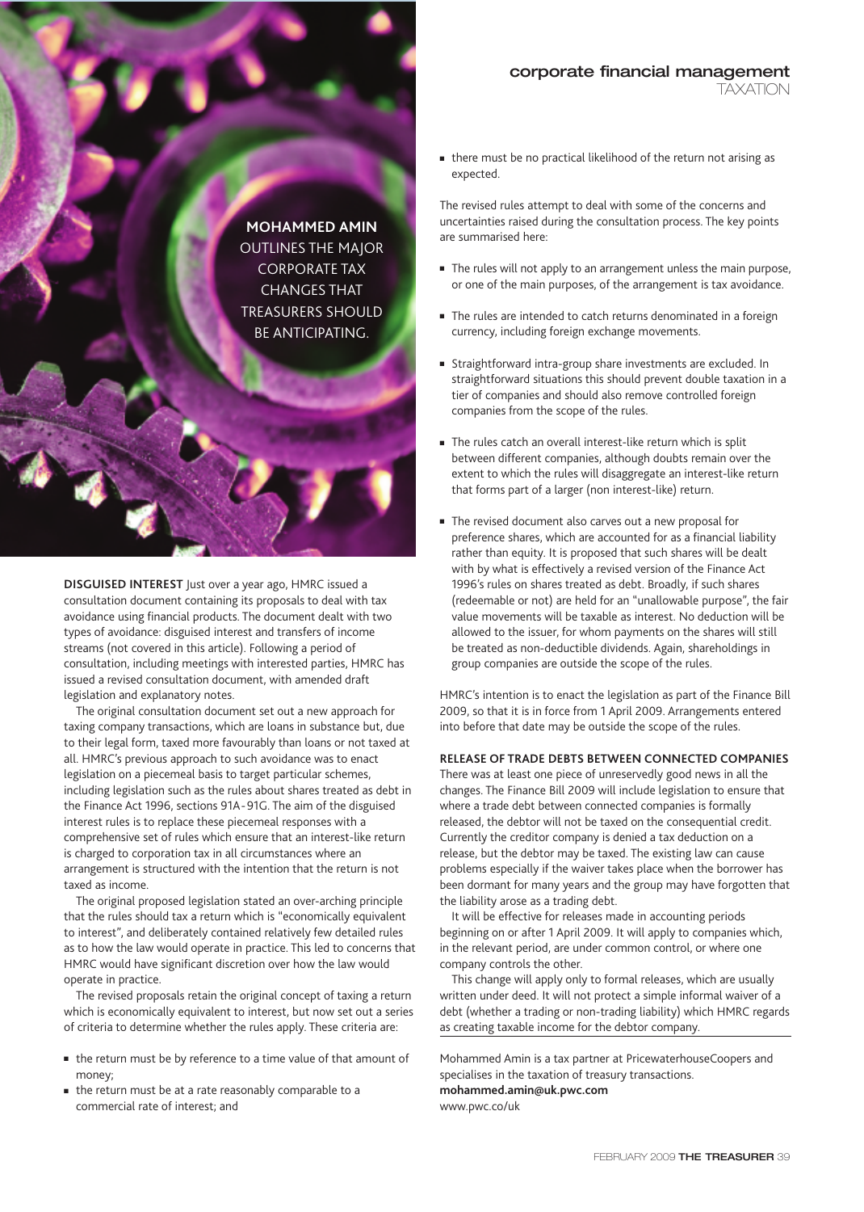**MOHAMMED AMIN** OUTLINES THE MAJOR CORPORATE TAX CHANGES THAT TREASURERS SHOULD BE ANTICIPATING.

**DISGUISED INTEREST** Just over a year ago, HMRC issued a consultation document containing its proposals to deal with tax avoidance using financial products. The document dealt with two types of avoidance: disguised interest and transfers of income streams (not covered in this article). Following a period of consultation, including meetings with interested parties, HMRC has issued a revised consultation document, with amended draft legislation and explanatory notes.

The original consultation document set out a new approach for taxing company transactions, which are loans in substance but, due to their legal form, taxed more favourably than loans or not taxed at all. HMRC's previous approach to such avoidance was to enact legislation on a piecemeal basis to target particular schemes, including legislation such as the rules about shares treated as debt in the Finance Act 1996, sections 91A-91G. The aim of the disguised interest rules is to replace these piecemeal responses with a comprehensive set of rules which ensure that an interest-like return is charged to corporation tax in all circumstances where an arrangement is structured with the intention that the return is not taxed as income.

The original proposed legislation stated an over-arching principle that the rules should tax a return which is "economically equivalent to interest", and deliberately contained relatively few detailed rules as to how the law would operate in practice. This led to concerns that HMRC would have significant discretion over how the law would operate in practice.

The revised proposals retain the original concept of taxing a return which is economically equivalent to interest, but now set out a series of criteria to determine whether the rules apply. These criteria are:

- the return must be by reference to a time value of that amount of money;
- the return must be at a rate reasonably comparable to a commercial rate of interest; and
- there must be no practical likelihood of the return not arising as expected.

The revised rules attempt to deal with some of the concerns and uncertainties raised during the consultation process. The key points are summarised here:

- The rules will not apply to an arrangement unless the main purpose, or one of the main purposes, of the arrangement is tax avoidance.
- The rules are intended to catch returns denominated in a foreign currency, including foreign exchange movements.
- Straightforward intra-group share investments are excluded. In straightforward situations this should prevent double taxation in a tier of companies and should also remove controlled foreign companies from the scope of the rules.
- The rules catch an overall interest-like return which is split between different companies, although doubts remain over the extent to which the rules will disaggregate an interest-like return that forms part of a larger (non interest-like) return.
- The revised document also carves out a new proposal for preference shares, which are accounted for as a financial liability rather than equity. It is proposed that such shares will be dealt with by what is effectively a revised version of the Finance Act 1996's rules on shares treated as debt. Broadly, if such shares (redeemable or not) are held for an "unallowable purpose", the fair value movements will be taxable as interest. No deduction will be allowed to the issuer, for whom payments on the shares will still be treated as non-deductible dividends. Again, shareholdings in group companies are outside the scope of the rules.

HMRC's intention is to enact the legislation as part of the Finance Bill 2009, so that it is in force from 1 April 2009. Arrangements entered into before that date may be outside the scope of the rules.

**RELEASE OF TRADE DEBTS BETWEEN CONNECTED COMPANIES**

There was at least one piece of unreservedly good news in all the changes. The Finance Bill 2009 will include legislation to ensure that where a trade debt between connected companies is formally released, the debtor will not be taxed on the consequential credit. Currently the creditor company is denied a tax deduction on a release, but the debtor may be taxed. The existing law can cause problems especially if the waiver takes place when the borrower has been dormant for many years and the group may have forgotten that the liability arose as a trading debt.

It will be effective for releases made in accounting periods beginning on or after 1 April 2009. It will apply to companies which, in the relevant period, are under common control, or where one company controls the other.

This change will apply only to formal releases, which are usually written under deed. It will not protect a simple informal waiver of a debt (whether a trading or non-trading liability) which HMRC regards as creating taxable income for the debtor company.

Mohammed Amin is a tax partner at PricewaterhouseCoopers and specialises in the taxation of treasury transactions.
**mohammed.amin@uk.pwc.com**
www.pwc.co/uk